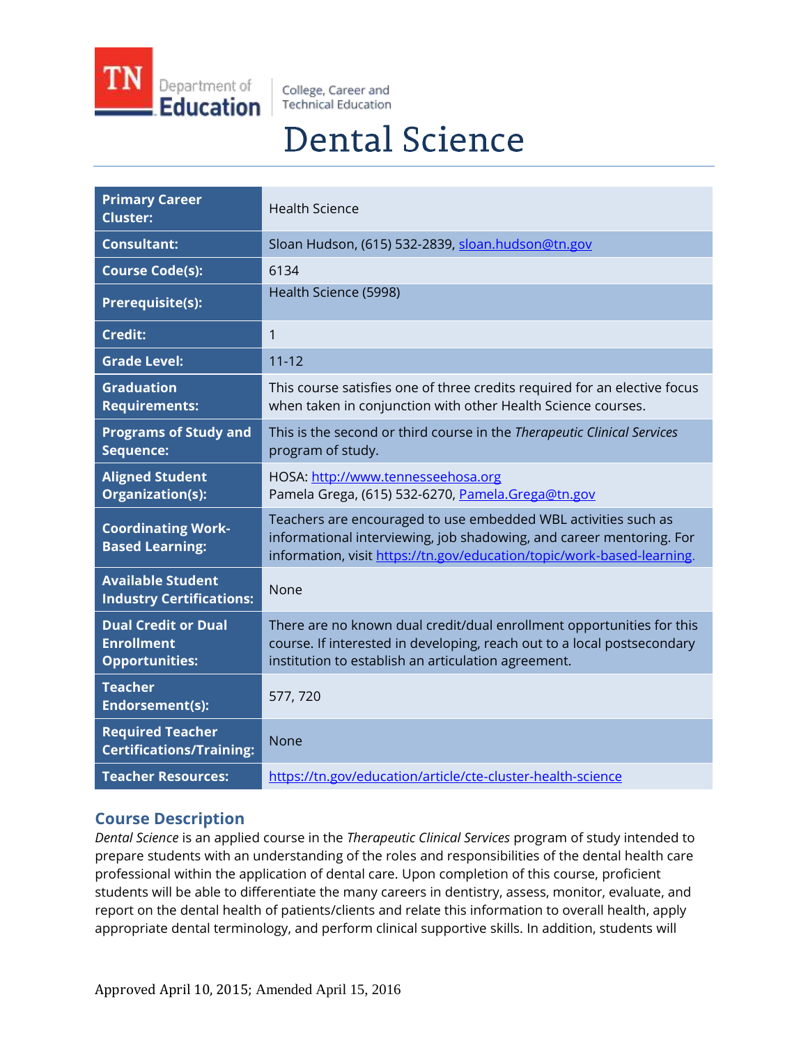College, Career and Technical Education

# Dental Science

| | |
|---|---|
| **Primary Career Cluster:** | Health Science |
| **Consultant:** | Sloan Hudson, (615) 532-2839, sloan.hudson@tn.gov |
| **Course Code(s):** | 6134 |
| **Prerequisite(s):** | Health Science (5998) |
| **Credit:** | 1 |
| **Grade Level:** | 11-12 |
| **Graduation Requirements:** | This course satisfies one of three credits required for an elective focus when taken in conjunction with other Health Science courses. |
| **Programs of Study and Sequence:** | This is the second or third course in the *Therapeutic Clinical Services* program of study. |
| **Aligned Student Organization(s):** | HOSA: http://www.tennesseehosa.org<br>Pamela Grega, (615) 532-6270, Pamela.Grega@tn.gov |
| **Coordinating Work-Based Learning:** | Teachers are encouraged to use embedded WBL activities such as informational interviewing, job shadowing, and career mentoring. For information, visit https://tn.gov/education/topic/work-based-learning. |
| **Available Student Industry Certifications:** | None |
| **Dual Credit or Dual Enrollment Opportunities:** | There are no known dual credit/dual enrollment opportunities for this course. If interested in developing, reach out to a local postsecondary institution to establish an articulation agreement. |
| **Teacher Endorsement(s):** | 577, 720 |
| **Required Teacher Certifications/Training:** | None |
| **Teacher Resources:** | https://tn.gov/education/article/cte-cluster-health-science |

## Course Description

*Dental Science* is an applied course in the *Therapeutic Clinical Services* program of study intended to prepare students with an understanding of the roles and responsibilities of the dental health care professional within the application of dental care. Upon completion of this course, proficient students will be able to differentiate the many careers in dentistry, assess, monitor, evaluate, and report on the dental health of patients/clients and relate this information to overall health, apply appropriate dental terminology, and perform clinical supportive skills. In addition, students will

Approved April 10, 2015; Amended April 15, 2016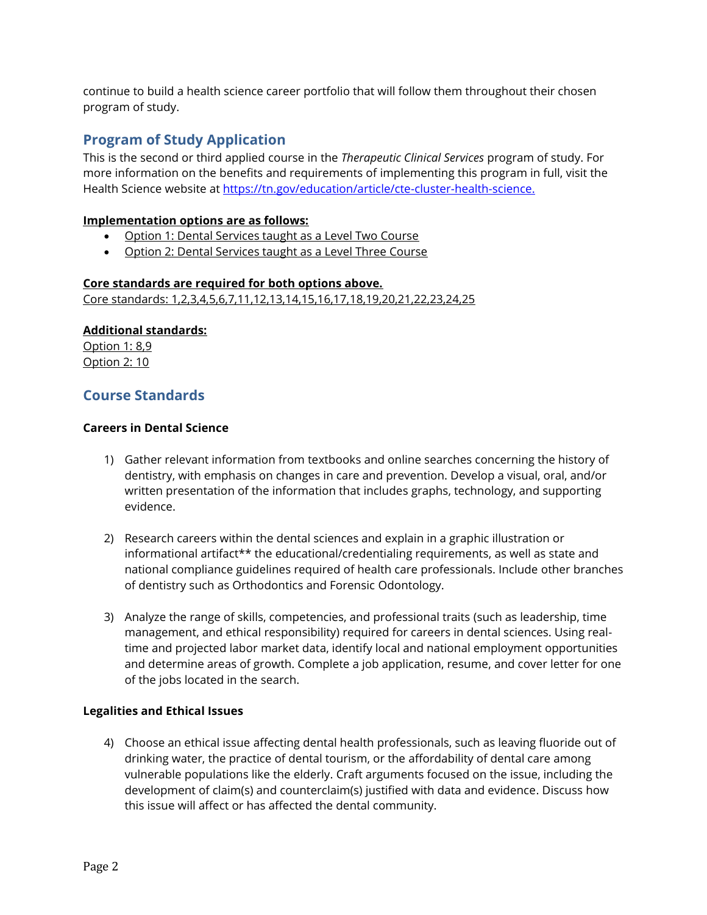continue to build a health science career portfolio that will follow them throughout their chosen program of study.

## Program of Study Application

This is the second or third applied course in the *Therapeutic Clinical Services* program of study. For more information on the benefits and requirements of implementing this program in full, visit the Health Science website at [https://tn.gov/education/article/cte-cluster-health-science.](https://tn.gov/education/article/cte-cluster-health-science)

**Implementation options are as follows:**

- Option 1: Dental Services taught as a Level Two Course
- Option 2: Dental Services taught as a Level Three Course

**Core standards are required for both options above.**
Core standards: 1,2,3,4,5,6,7,11,12,13,14,15,16,17,18,19,20,21,22,23,24,25

**Additional standards:**
Option 1: 8,9
Option 2: 10

## Course Standards

### Careers in Dental Science

1) Gather relevant information from textbooks and online searches concerning the history of dentistry, with emphasis on changes in care and prevention. Develop a visual, oral, and/or written presentation of the information that includes graphs, technology, and supporting evidence.

2) Research careers within the dental sciences and explain in a graphic illustration or informational artifact** the educational/credentialing requirements, as well as state and national compliance guidelines required of health care professionals. Include other branches of dentistry such as Orthodontics and Forensic Odontology.

3) Analyze the range of skills, competencies, and professional traits (such as leadership, time management, and ethical responsibility) required for careers in dental sciences. Using real-time and projected labor market data, identify local and national employment opportunities and determine areas of growth. Complete a job application, resume, and cover letter for one of the jobs located in the search.

### Legalities and Ethical Issues

4) Choose an ethical issue affecting dental health professionals, such as leaving fluoride out of drinking water, the practice of dental tourism, or the affordability of dental care among vulnerable populations like the elderly. Craft arguments focused on the issue, including the development of claim(s) and counterclaim(s) justified with data and evidence. Discuss how this issue will affect or has affected the dental community.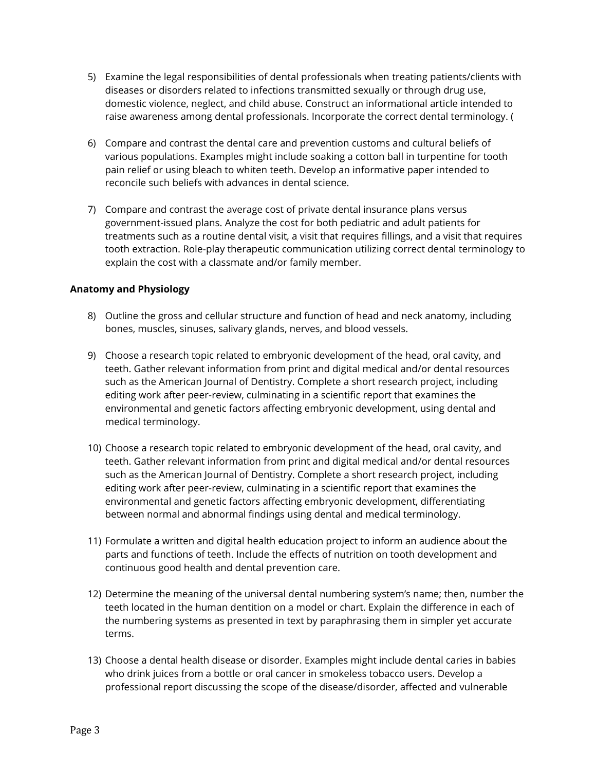5) Examine the legal responsibilities of dental professionals when treating patients/clients with diseases or disorders related to infections transmitted sexually or through drug use, domestic violence, neglect, and child abuse. Construct an informational article intended to raise awareness among dental professionals. Incorporate the correct dental terminology. (

6) Compare and contrast the dental care and prevention customs and cultural beliefs of various populations. Examples might include soaking a cotton ball in turpentine for tooth pain relief or using bleach to whiten teeth. Develop an informative paper intended to reconcile such beliefs with advances in dental science.

7) Compare and contrast the average cost of private dental insurance plans versus government-issued plans. Analyze the cost for both pediatric and adult patients for treatments such as a routine dental visit, a visit that requires fillings, and a visit that requires tooth extraction. Role-play therapeutic communication utilizing correct dental terminology to explain the cost with a classmate and/or family member.

**Anatomy and Physiology**

8) Outline the gross and cellular structure and function of head and neck anatomy, including bones, muscles, sinuses, salivary glands, nerves, and blood vessels.

9) Choose a research topic related to embryonic development of the head, oral cavity, and teeth. Gather relevant information from print and digital medical and/or dental resources such as the American Journal of Dentistry. Complete a short research project, including editing work after peer-review, culminating in a scientific report that examines the environmental and genetic factors affecting embryonic development, using dental and medical terminology.

10) Choose a research topic related to embryonic development of the head, oral cavity, and teeth. Gather relevant information from print and digital medical and/or dental resources such as the American Journal of Dentistry. Complete a short research project, including editing work after peer-review, culminating in a scientific report that examines the environmental and genetic factors affecting embryonic development, differentiating between normal and abnormal findings using dental and medical terminology.

11) Formulate a written and digital health education project to inform an audience about the parts and functions of teeth. Include the effects of nutrition on tooth development and continuous good health and dental prevention care.

12) Determine the meaning of the universal dental numbering system's name; then, number the teeth located in the human dentition on a model or chart. Explain the difference in each of the numbering systems as presented in text by paraphrasing them in simpler yet accurate terms.

13) Choose a dental health disease or disorder. Examples might include dental caries in babies who drink juices from a bottle or oral cancer in smokeless tobacco users. Develop a professional report discussing the scope of the disease/disorder, affected and vulnerable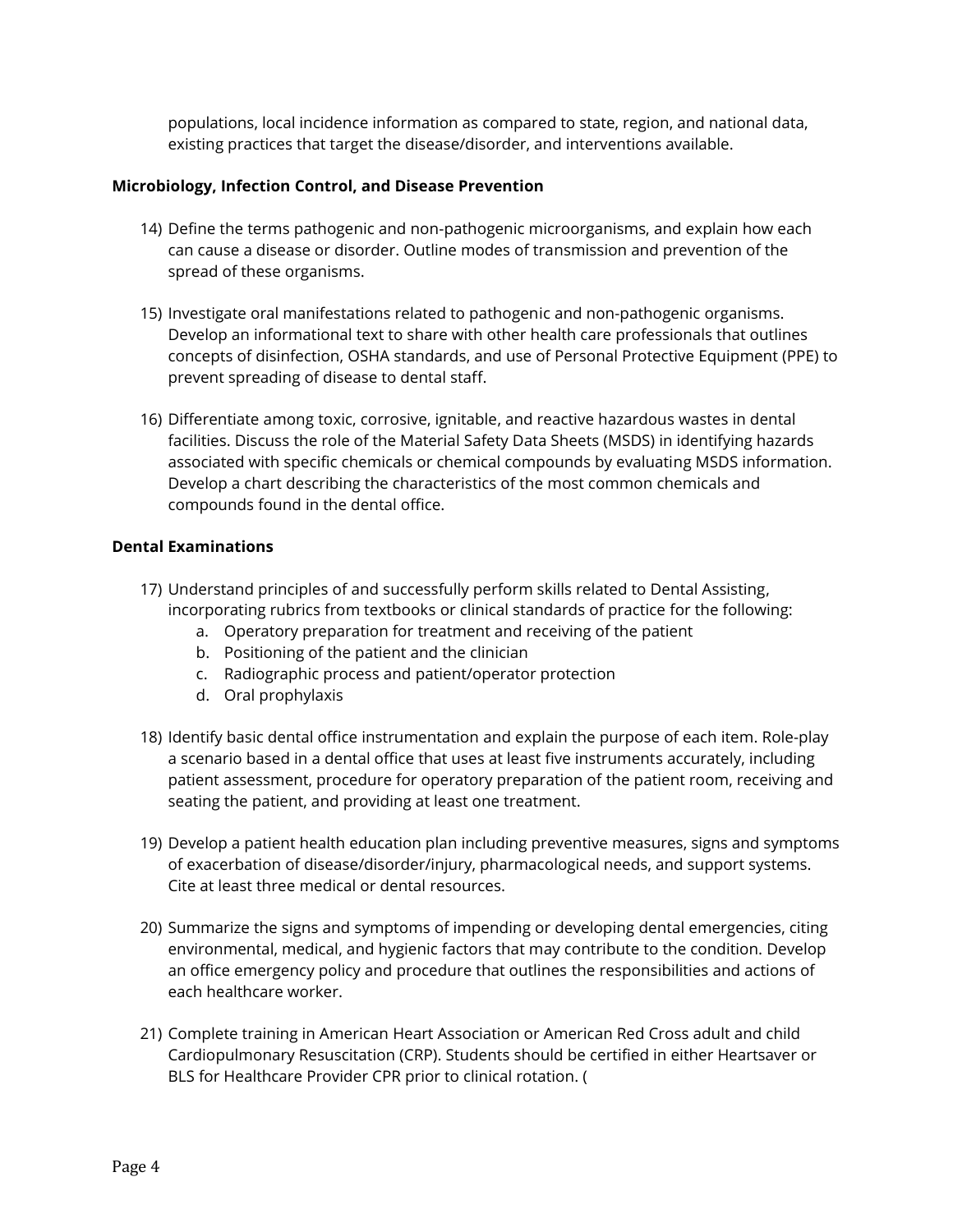populations, local incidence information as compared to state, region, and national data, existing practices that target the disease/disorder, and interventions available.

**Microbiology, Infection Control, and Disease Prevention**

14) Define the terms pathogenic and non-pathogenic microorganisms, and explain how each can cause a disease or disorder. Outline modes of transmission and prevention of the spread of these organisms.

15) Investigate oral manifestations related to pathogenic and non-pathogenic organisms. Develop an informational text to share with other health care professionals that outlines concepts of disinfection, OSHA standards, and use of Personal Protective Equipment (PPE) to prevent spreading of disease to dental staff.

16) Differentiate among toxic, corrosive, ignitable, and reactive hazardous wastes in dental facilities. Discuss the role of the Material Safety Data Sheets (MSDS) in identifying hazards associated with specific chemicals or chemical compounds by evaluating MSDS information. Develop a chart describing the characteristics of the most common chemicals and compounds found in the dental office.

**Dental Examinations**

17) Understand principles of and successfully perform skills related to Dental Assisting, incorporating rubrics from textbooks or clinical standards of practice for the following:
    a. Operatory preparation for treatment and receiving of the patient
    b. Positioning of the patient and the clinician
    c. Radiographic process and patient/operator protection
    d. Oral prophylaxis

18) Identify basic dental office instrumentation and explain the purpose of each item. Role-play a scenario based in a dental office that uses at least five instruments accurately, including patient assessment, procedure for operatory preparation of the patient room, receiving and seating the patient, and providing at least one treatment.

19) Develop a patient health education plan including preventive measures, signs and symptoms of exacerbation of disease/disorder/injury, pharmacological needs, and support systems. Cite at least three medical or dental resources.

20) Summarize the signs and symptoms of impending or developing dental emergencies, citing environmental, medical, and hygienic factors that may contribute to the condition. Develop an office emergency policy and procedure that outlines the responsibilities and actions of each healthcare worker.

21) Complete training in American Heart Association or American Red Cross adult and child Cardiopulmonary Resuscitation (CRP). Students should be certified in either Heartsaver or BLS for Healthcare Provider CPR prior to clinical rotation. (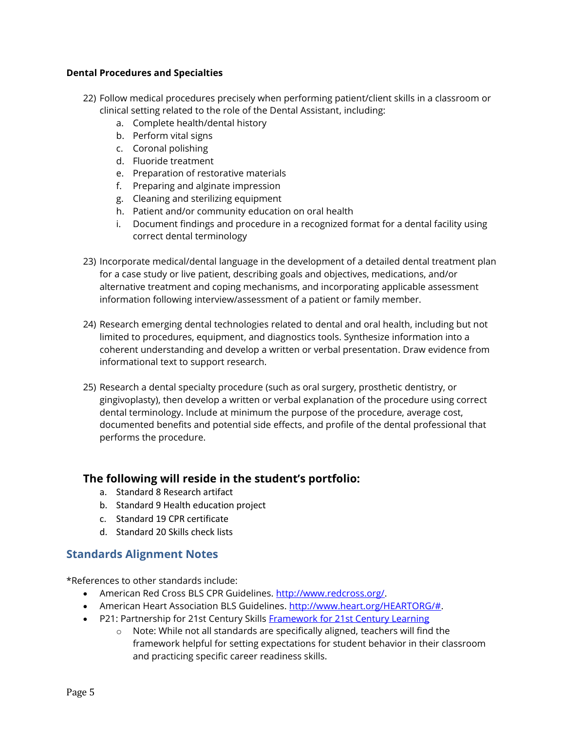**Dental Procedures and Specialties**

22) Follow medical procedures precisely when performing patient/client skills in a classroom or clinical setting related to the role of the Dental Assistant, including:
    a. Complete health/dental history
    b. Perform vital signs
    c. Coronal polishing
    d. Fluoride treatment
    e. Preparation of restorative materials
    f. Preparing and alginate impression
    g. Cleaning and sterilizing equipment
    h. Patient and/or community education on oral health
    i. Document findings and procedure in a recognized format for a dental facility using correct dental terminology

23) Incorporate medical/dental language in the development of a detailed dental treatment plan for a case study or live patient, describing goals and objectives, medications, and/or alternative treatment and coping mechanisms, and incorporating applicable assessment information following interview/assessment of a patient or family member.

24) Research emerging dental technologies related to dental and oral health, including but not limited to procedures, equipment, and diagnostics tools. Synthesize information into a coherent understanding and develop a written or verbal presentation. Draw evidence from informational text to support research.

25) Research a dental specialty procedure (such as oral surgery, prosthetic dentistry, or gingivoplasty), then develop a written or verbal explanation of the procedure using correct dental terminology. Include at minimum the purpose of the procedure, average cost, documented benefits and potential side effects, and profile of the dental professional that performs the procedure.

### The following will reside in the student's portfolio:

a. Standard 8 Research artifact
b. Standard 9 Health education project
c. Standard 19 CPR certificate
d. Standard 20 Skills check lists

## Standards Alignment Notes

*References to other standards include:

- American Red Cross BLS CPR Guidelines. [http://www.redcross.org/](http://www.redcross.org/).
- American Heart Association BLS Guidelines. [http://www.heart.org/HEARTORG/#](http://www.heart.org/HEARTORG/#).
- P21: Partnership for 21st Century Skills Framework for 21st Century Learning
    - Note: While not all standards are specifically aligned, teachers will find the framework helpful for setting expectations for student behavior in their classroom and practicing specific career readiness skills.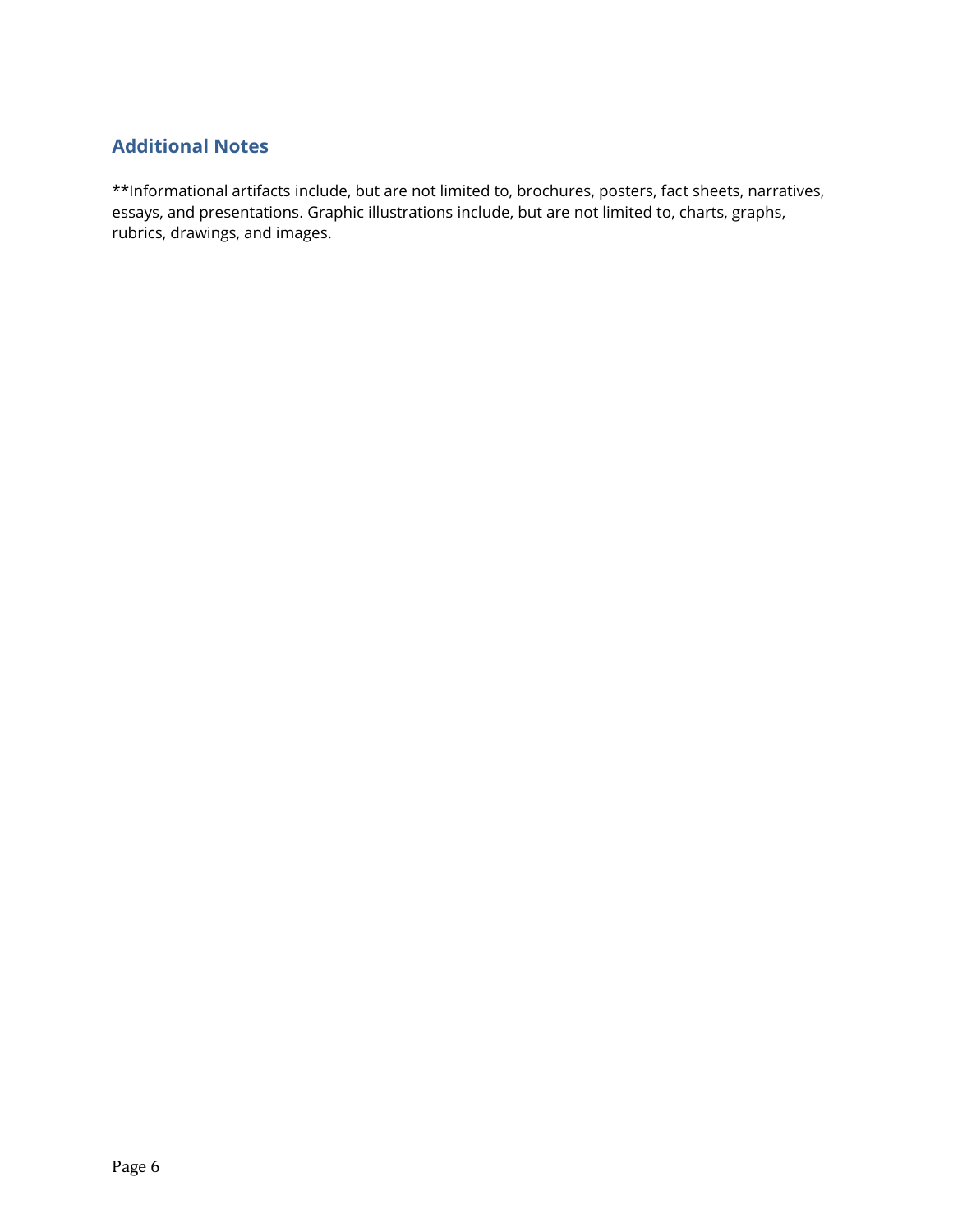## Additional Notes

**Informational artifacts include, but are not limited to, brochures, posters, fact sheets, narratives, essays, and presentations. Graphic illustrations include, but are not limited to, charts, graphs, rubrics, drawings, and images.